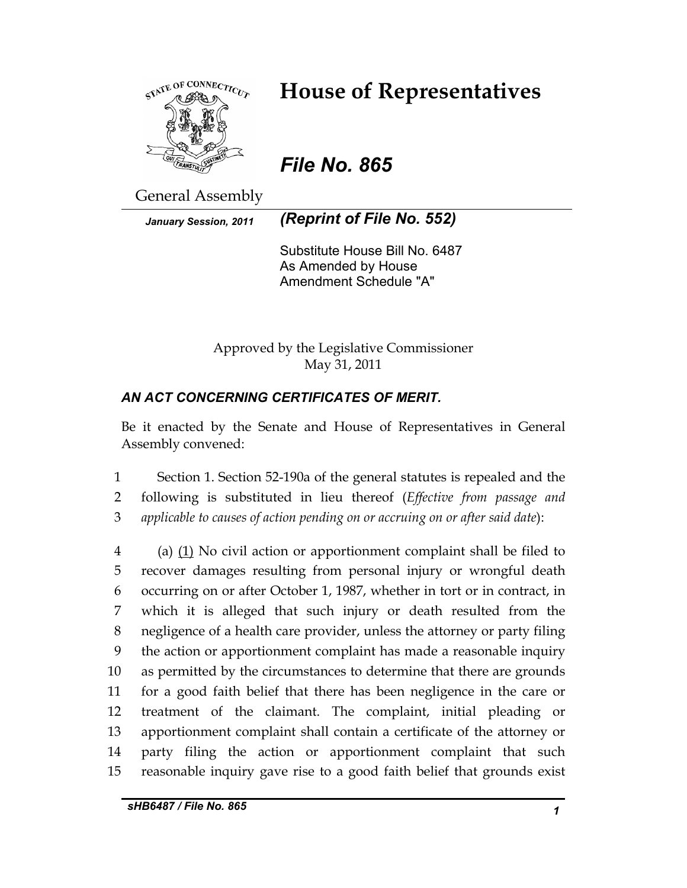# House of Representatives

*File No. 865*

General Assembly

*January Session, 2011*

***(Reprint of File No. 552)***

Substitute House Bill No. 6487
As Amended by House
Amendment Schedule "A"

Approved by the Legislative Commissioner
May 31, 2011

***AN ACT CONCERNING CERTIFICATES OF MERIT.***

Be it enacted by the Senate and House of Representatives in General Assembly convened:

1 Section 1. Section 52-190a of the general statutes is repealed and the
2 following is substituted in lieu thereof (*Effective from passage and*
3 *applicable to causes of action pending on or accruing on or after said date*):

4 (a) <u>(1)</u> No civil action or apportionment complaint shall be filed to
5 recover damages resulting from personal injury or wrongful death
6 occurring on or after October 1, 1987, whether in tort or in contract, in
7 which it is alleged that such injury or death resulted from the
8 negligence of a health care provider, unless the attorney or party filing
9 the action or apportionment complaint has made a reasonable inquiry
10 as permitted by the circumstances to determine that there are grounds
11 for a good faith belief that there has been negligence in the care or
12 treatment of the claimant. The complaint, initial pleading or
13 apportionment complaint shall contain a certificate of the attorney or
14 party filing the action or apportionment complaint that such
15 reasonable inquiry gave rise to a good faith belief that grounds exist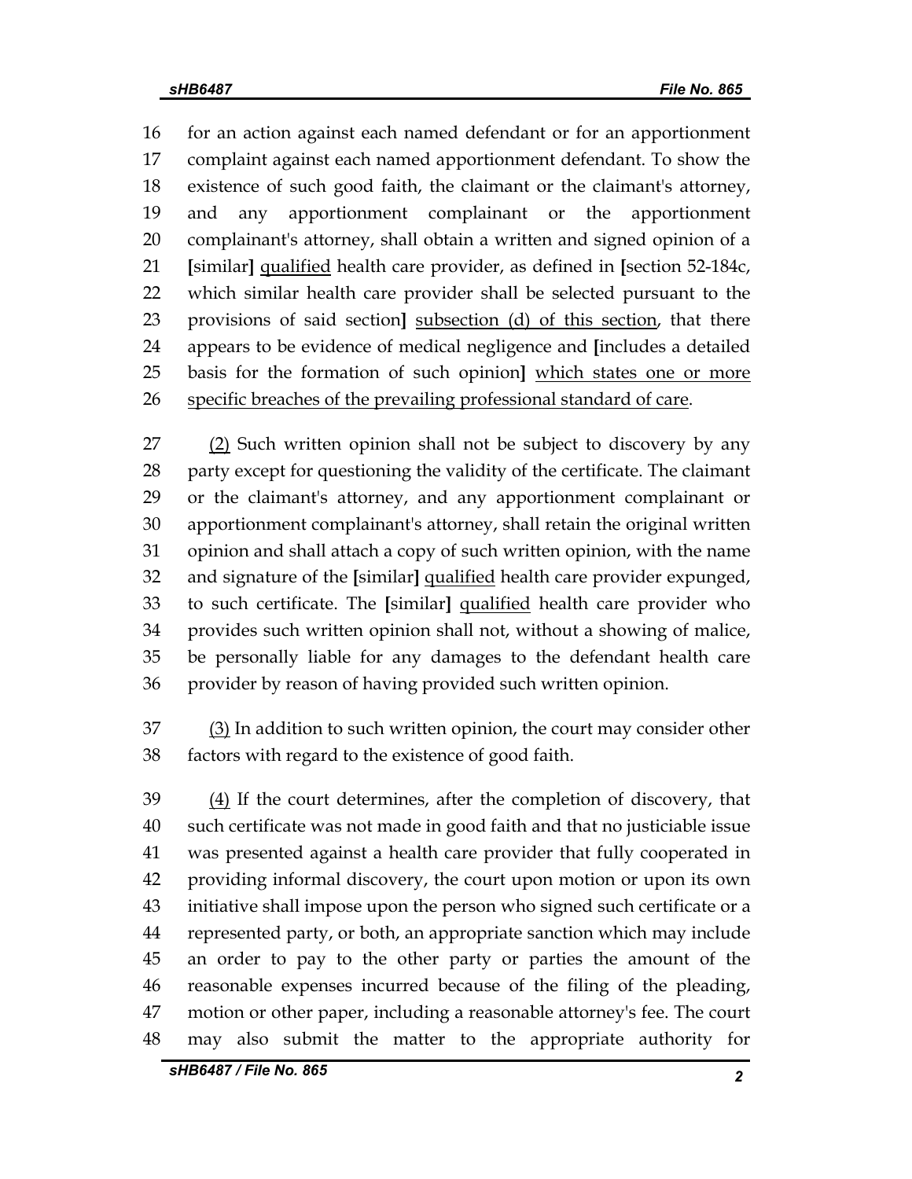16 for an action against each named defendant or for an apportionment
17 complaint against each named apportionment defendant. To show the
18 existence of such good faith, the claimant or the claimant's attorney,
19 and any apportionment complainant or the apportionment
20 complainant's attorney, shall obtain a written and signed opinion of a
21 [similar] <u>qualified</u> health care provider, as defined in [section 52-184c,
22 which similar health care provider shall be selected pursuant to the
23 provisions of said section] <u>subsection (d) of this section</u>, that there
24 appears to be evidence of medical negligence and [includes a detailed
25 basis for the formation of such opinion] <u>which states one or more</u>
26 <u>specific breaches of the prevailing professional standard of care</u>.

27 <u>(2)</u> Such written opinion shall not be subject to discovery by any
28 party except for questioning the validity of the certificate. The claimant
29 or the claimant's attorney, and any apportionment complainant or
30 apportionment complainant's attorney, shall retain the original written
31 opinion and shall attach a copy of such written opinion, with the name
32 and signature of the [similar] <u>qualified</u> health care provider expunged,
33 to such certificate. The [similar] <u>qualified</u> health care provider who
34 provides such written opinion shall not, without a showing of malice,
35 be personally liable for any damages to the defendant health care
36 provider by reason of having provided such written opinion.

37 <u>(3)</u> In addition to such written opinion, the court may consider other
38 factors with regard to the existence of good faith.

39 <u>(4)</u> If the court determines, after the completion of discovery, that
40 such certificate was not made in good faith and that no justiciable issue
41 was presented against a health care provider that fully cooperated in
42 providing informal discovery, the court upon motion or upon its own
43 initiative shall impose upon the person who signed such certificate or a
44 represented party, or both, an appropriate sanction which may include
45 an order to pay to the other party or parties the amount of the
46 reasonable expenses incurred because of the filing of the pleading,
47 motion or other paper, including a reasonable attorney's fee. The court
48 may also submit the matter to the appropriate authority for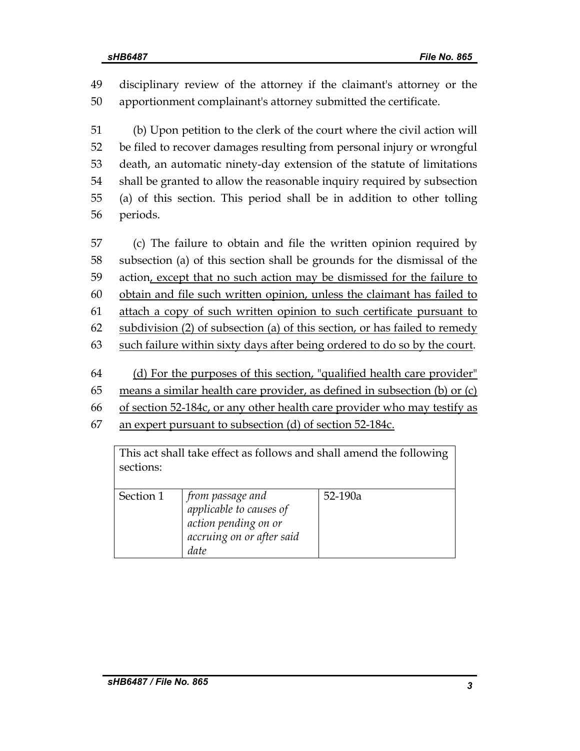49 disciplinary review of the attorney if the claimant's attorney or the
50 apportionment complainant's attorney submitted the certificate.

51 (b) Upon petition to the clerk of the court where the civil action will
52 be filed to recover damages resulting from personal injury or wrongful
53 death, an automatic ninety-day extension of the statute of limitations
54 shall be granted to allow the reasonable inquiry required by subsection
55 (a) of this section. This period shall be in addition to other tolling
56 periods.

57 (c) The failure to obtain and file the written opinion required by
58 subsection (a) of this section shall be grounds for the dismissal of the
59 action<u>, except that no such action may be dismissed for the failure to</u>
60 <u>obtain and file such written opinion, unless the claimant has failed to</u>
61 <u>attach a copy of such written opinion to such certificate pursuant to</u>
62 <u>subdivision (2) of subsection (a) of this section, or has failed to remedy</u>
63 <u>such failure within sixty days after being ordered to do so by the court</u>.

64 <u>(d) For the purposes of this section, "qualified health care provider"</u>
65 <u>means a similar health care provider, as defined in subsection (b) or (c)</u>
66 <u>of section 52-184c, or any other health care provider who may testify as</u>
67 <u>an expert pursuant to subsection (d) of section 52-184c.</u>

| This act shall take effect as follows and shall amend the following sections: | | |
|---|---|---|
| Section 1 | *from passage and applicable to causes of action pending on or accruing on or after said date* | 52-190a |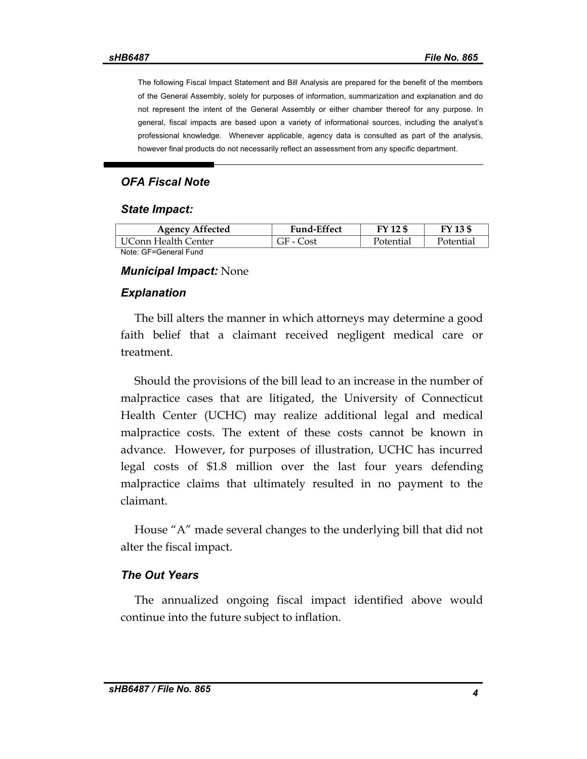The following Fiscal Impact Statement and Bill Analysis are prepared for the benefit of the members of the General Assembly, solely for purposes of information, summarization and explanation and do not represent the intent of the General Assembly or either chamber thereof for any purpose. In general, fiscal impacts are based upon a variety of informational sources, including the analyst's professional knowledge. Whenever applicable, agency data is consulted as part of the analysis, however final products do not necessarily reflect an assessment from any specific department.

### *OFA Fiscal Note*

### *State Impact:*

| Agency Affected | Fund-Effect | FY 12 $ | FY 13 $ |
|---|---|---|---|
| UConn Health Center | GF - Cost | Potential | Potential |

Note: GF=General Fund

***Municipal Impact:*** None

### *Explanation*

The bill alters the manner in which attorneys may determine a good faith belief that a claimant received negligent medical care or treatment.

Should the provisions of the bill lead to an increase in the number of malpractice cases that are litigated, the University of Connecticut Health Center (UCHC) may realize additional legal and medical malpractice costs. The extent of these costs cannot be known in advance. However, for purposes of illustration, UCHC has incurred legal costs of $1.8 million over the last four years defending malpractice claims that ultimately resulted in no payment to the claimant.

House "A" made several changes to the underlying bill that did not alter the fiscal impact.

### *The Out Years*

The annualized ongoing fiscal impact identified above would continue into the future subject to inflation.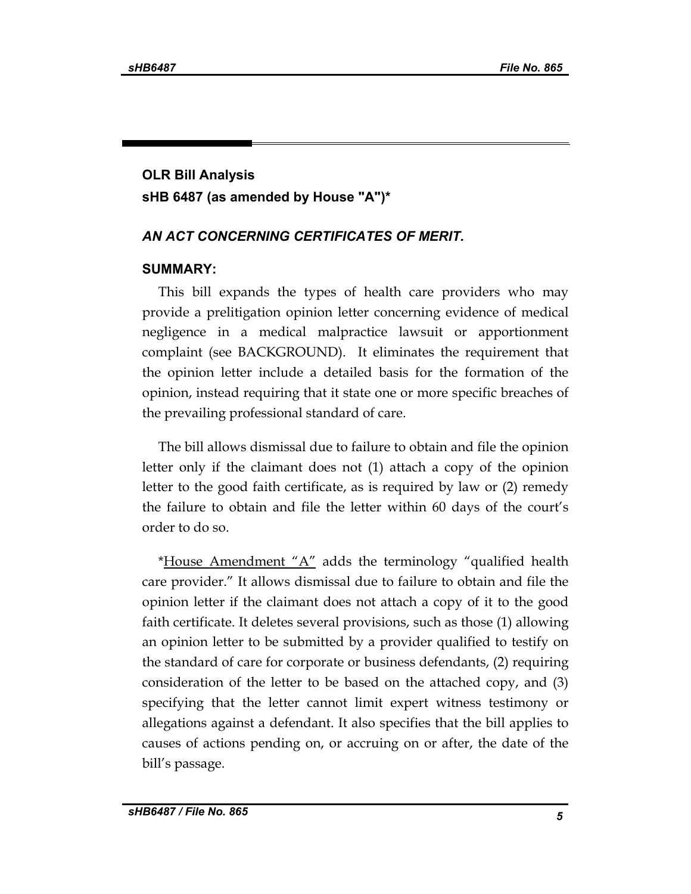**OLR Bill Analysis**

**sHB 6487 (as amended by House "A")***

***AN ACT CONCERNING CERTIFICATES OF MERIT.***

**SUMMARY:**

This bill expands the types of health care providers who may provide a prelitigation opinion letter concerning evidence of medical negligence in a medical malpractice lawsuit or apportionment complaint (see BACKGROUND). It eliminates the requirement that the opinion letter include a detailed basis for the formation of the opinion, instead requiring that it state one or more specific breaches of the prevailing professional standard of care.

The bill allows dismissal due to failure to obtain and file the opinion letter only if the claimant does not (1) attach a copy of the opinion letter to the good faith certificate, as is required by law or (2) remedy the failure to obtain and file the letter within 60 days of the court's order to do so.

*<u>House Amendment "A"</u> adds the terminology "qualified health care provider." It allows dismissal due to failure to obtain and file the opinion letter if the claimant does not attach a copy of it to the good faith certificate. It deletes several provisions, such as those (1) allowing an opinion letter to be submitted by a provider qualified to testify on the standard of care for corporate or business defendants, (2) requiring consideration of the letter to be based on the attached copy, and (3) specifying that the letter cannot limit expert witness testimony or allegations against a defendant. It also specifies that the bill applies to causes of actions pending on, or accruing on or after, the date of the bill's passage.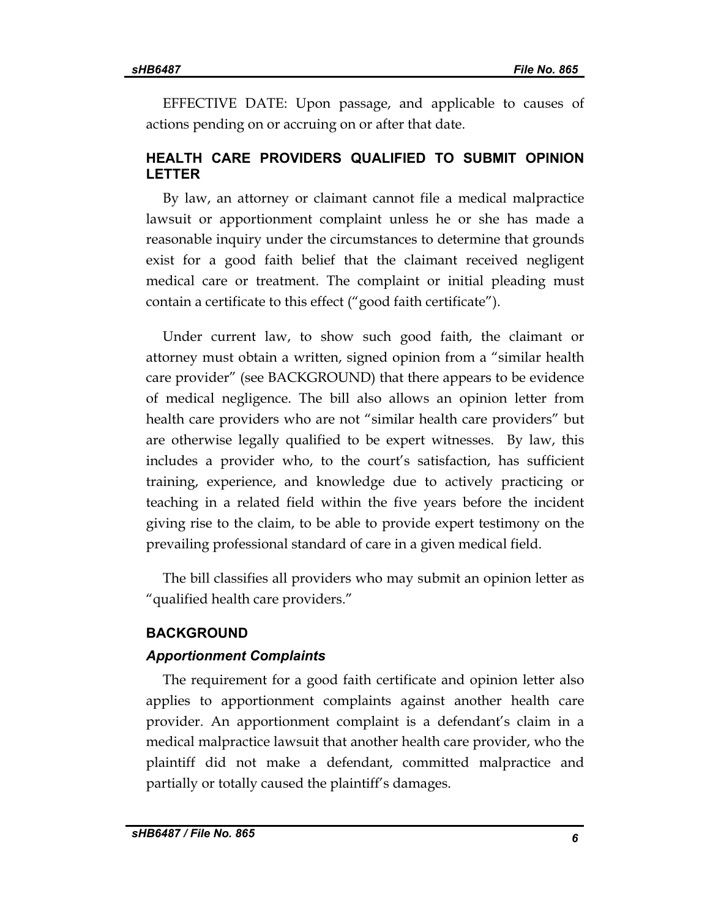EFFECTIVE DATE: Upon passage, and applicable to causes of actions pending on or accruing on or after that date.

## HEALTH CARE PROVIDERS QUALIFIED TO SUBMIT OPINION LETTER

By law, an attorney or claimant cannot file a medical malpractice lawsuit or apportionment complaint unless he or she has made a reasonable inquiry under the circumstances to determine that grounds exist for a good faith belief that the claimant received negligent medical care or treatment. The complaint or initial pleading must contain a certificate to this effect ("good faith certificate").

Under current law, to show such good faith, the claimant or attorney must obtain a written, signed opinion from a "similar health care provider" (see BACKGROUND) that there appears to be evidence of medical negligence. The bill also allows an opinion letter from health care providers who are not "similar health care providers" but are otherwise legally qualified to be expert witnesses. By law, this includes a provider who, to the court's satisfaction, has sufficient training, experience, and knowledge due to actively practicing or teaching in a related field within the five years before the incident giving rise to the claim, to be able to provide expert testimony on the prevailing professional standard of care in a given medical field.

The bill classifies all providers who may submit an opinion letter as "qualified health care providers."

## BACKGROUND

### *Apportionment Complaints*

The requirement for a good faith certificate and opinion letter also applies to apportionment complaints against another health care provider. An apportionment complaint is a defendant's claim in a medical malpractice lawsuit that another health care provider, who the plaintiff did not make a defendant, committed malpractice and partially or totally caused the plaintiff's damages.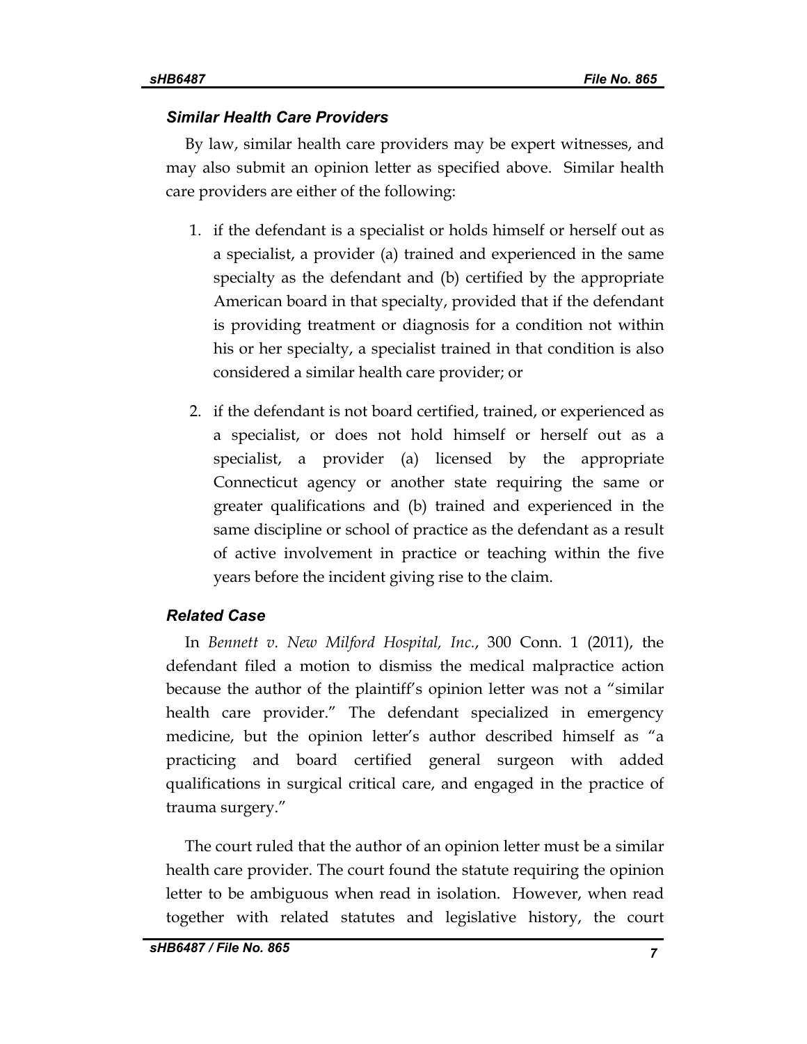### *Similar Health Care Providers*

By law, similar health care providers may be expert witnesses, and may also submit an opinion letter as specified above. Similar health care providers are either of the following:

1. if the defendant is a specialist or holds himself or herself out as a specialist, a provider (a) trained and experienced in the same specialty as the defendant and (b) certified by the appropriate American board in that specialty, provided that if the defendant is providing treatment or diagnosis for a condition not within his or her specialty, a specialist trained in that condition is also considered a similar health care provider; or

2. if the defendant is not board certified, trained, or experienced as a specialist, or does not hold himself or herself out as a specialist, a provider (a) licensed by the appropriate Connecticut agency or another state requiring the same or greater qualifications and (b) trained and experienced in the same discipline or school of practice as the defendant as a result of active involvement in practice or teaching within the five years before the incident giving rise to the claim.

### *Related Case*

In *Bennett v. New Milford Hospital, Inc.*, 300 Conn. 1 (2011), the defendant filed a motion to dismiss the medical malpractice action because the author of the plaintiff's opinion letter was not a "similar health care provider." The defendant specialized in emergency medicine, but the opinion letter's author described himself as "a practicing and board certified general surgeon with added qualifications in surgical critical care, and engaged in the practice of trauma surgery."

The court ruled that the author of an opinion letter must be a similar health care provider. The court found the statute requiring the opinion letter to be ambiguous when read in isolation. However, when read together with related statutes and legislative history, the court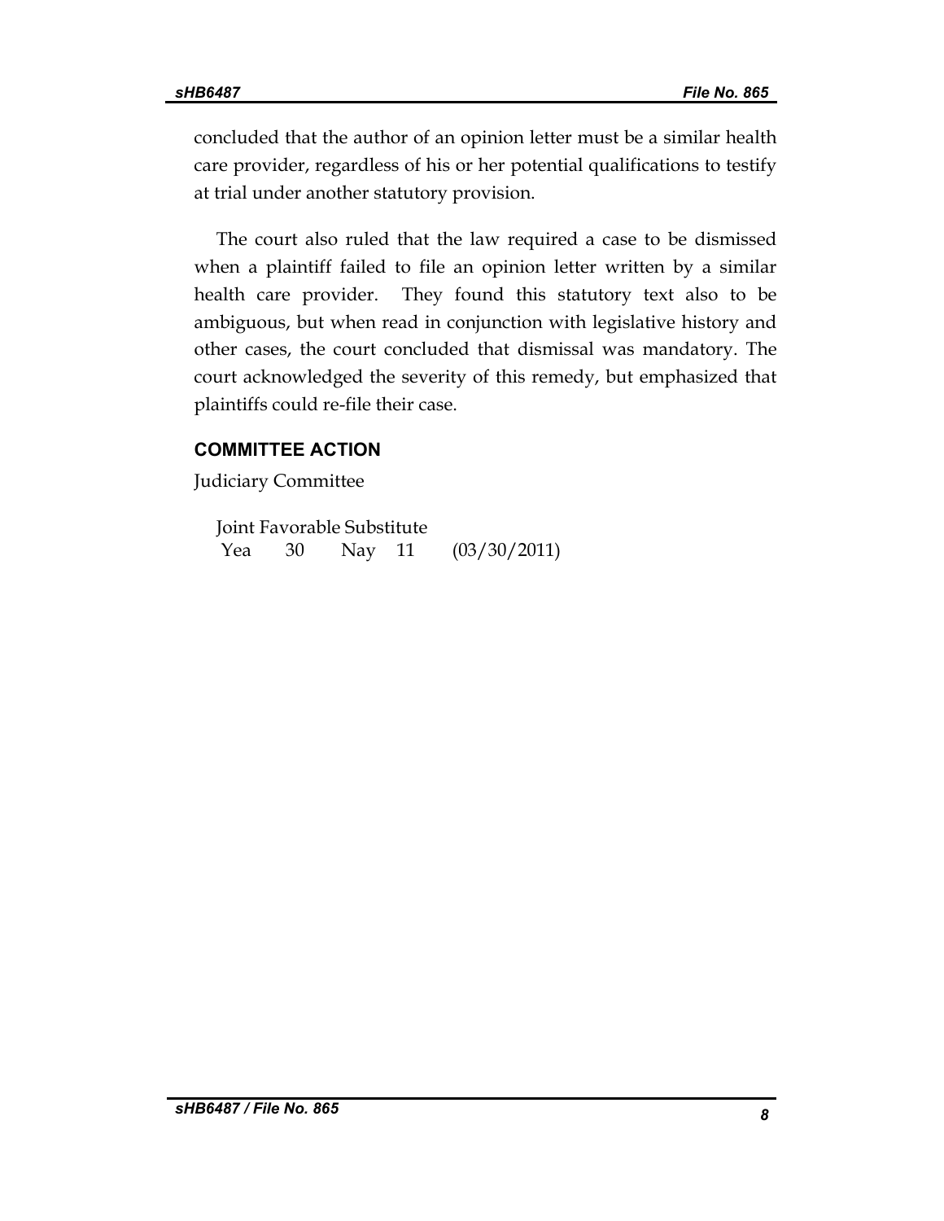concluded that the author of an opinion letter must be a similar health care provider, regardless of his or her potential qualifications to testify at trial under another statutory provision.

The court also ruled that the law required a case to be dismissed when a plaintiff failed to file an opinion letter written by a similar health care provider. They found this statutory text also to be ambiguous, but when read in conjunction with legislative history and other cases, the court concluded that dismissal was mandatory. The court acknowledged the severity of this remedy, but emphasized that plaintiffs could re-file their case.

## COMMITTEE ACTION

Judiciary Committee

Joint Favorable Substitute

| | | | | |
|---|---|---|---|---|
| Yea | 30 | Nay | 11 | (03/30/2011) |